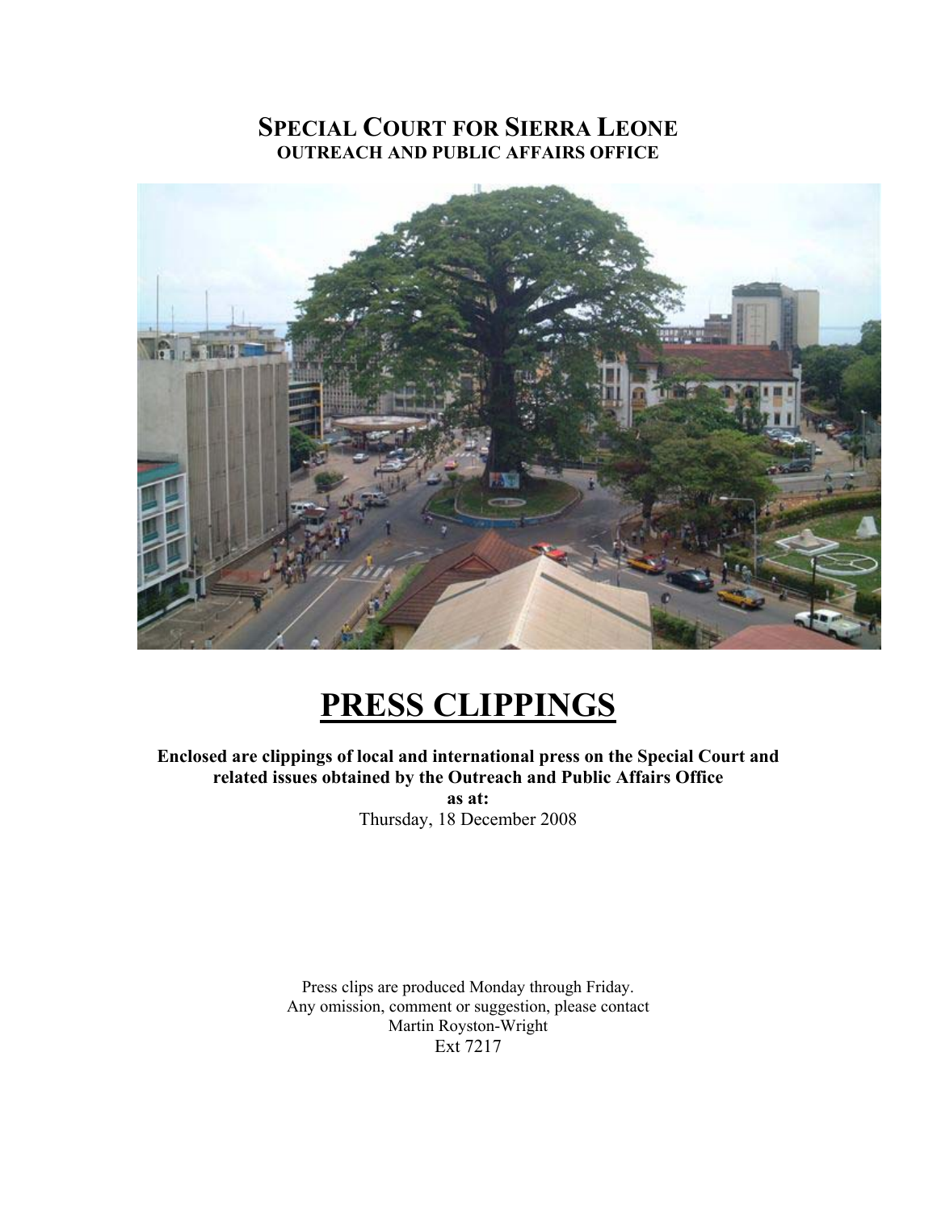# SPECIAL COURT FOR SIERRA LEONE

**OUTREACH AND PUBLIC AFFAIRS OFFICE**

# PRESS CLIPPINGS

**Enclosed are clippings of local and international press on the Special Court and related issues obtained by the Outreach and Public Affairs Office as at:**

Thursday, 18 December 2008

Press clips are produced Monday through Friday.
Any omission, comment or suggestion, please contact
Martin Royston-Wright
Ext 7217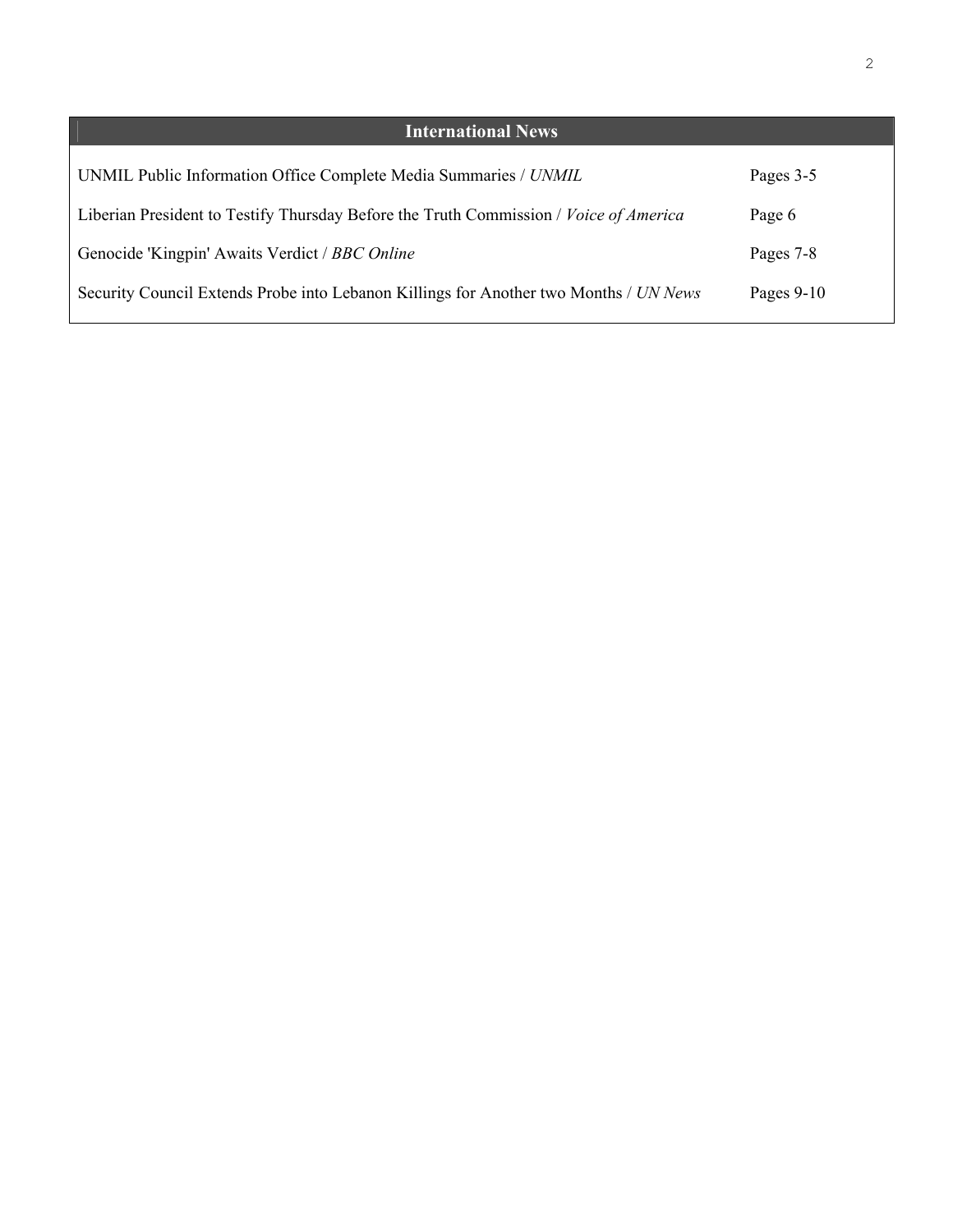## International News

| | |
|---|---|
| UNMIL Public Information Office Complete Media Summaries / *UNMIL* | Pages 3-5 |
| Liberian President to Testify Thursday Before the Truth Commission / *Voice of America* | Page 6 |
| Genocide 'Kingpin' Awaits Verdict / *BBC Online* | Pages 7-8 |
| Security Council Extends Probe into Lebanon Killings for Another two Months / *UN News* | Pages 9-10 |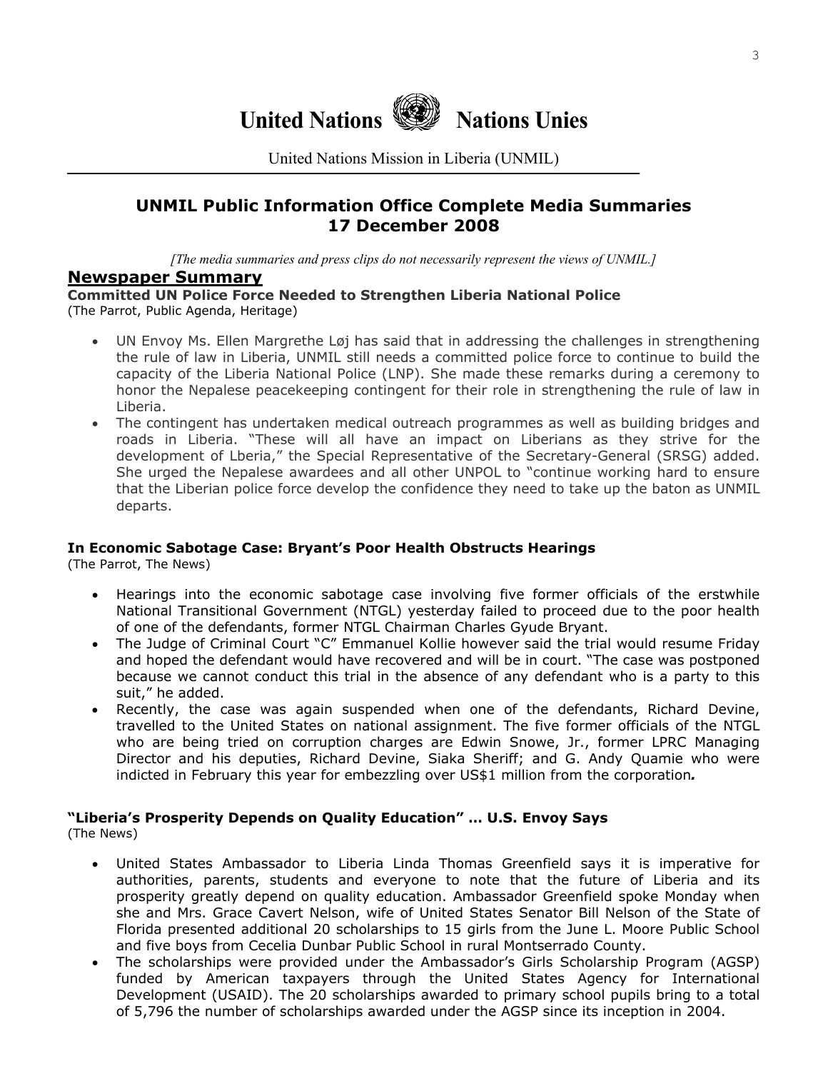# United Nations Nations Unies

United Nations Mission in Liberia (UNMIL)

## UNMIL Public Information Office Complete Media Summaries
## 17 December 2008

*[The media summaries and press clips do not necessarily represent the views of UNMIL.]*

## Newspaper Summary

### Committed UN Police Force Needed to Strengthen Liberia National Police

(The Parrot, Public Agenda, Heritage)

- UN Envoy Ms. Ellen Margrethe Løj has said that in addressing the challenges in strengthening the rule of law in Liberia, UNMIL still needs a committed police force to continue to build the capacity of the Liberia National Police (LNP). She made these remarks during a ceremony to honor the Nepalese peacekeeping contingent for their role in strengthening the rule of law in Liberia.
- The contingent has undertaken medical outreach programmes as well as building bridges and roads in Liberia. "These will all have an impact on Liberians as they strive for the development of Lberia," the Special Representative of the Secretary-General (SRSG) added. She urged the Nepalese awardees and all other UNPOL to "continue working hard to ensure that the Liberian police force develop the confidence they need to take up the baton as UNMIL departs.

### In Economic Sabotage Case: Bryant's Poor Health Obstructs Hearings

(The Parrot, The News)

- Hearings into the economic sabotage case involving five former officials of the erstwhile National Transitional Government (NTGL) yesterday failed to proceed due to the poor health of one of the defendants, former NTGL Chairman Charles Gyude Bryant.
- The Judge of Criminal Court "C" Emmanuel Kollie however said the trial would resume Friday and hoped the defendant would have recovered and will be in court. "The case was postponed because we cannot conduct this trial in the absence of any defendant who is a party to this suit," he added.
- Recently, the case was again suspended when one of the defendants, Richard Devine, travelled to the United States on national assignment. The five former officials of the NTGL who are being tried on corruption charges are Edwin Snowe, Jr., former LPRC Managing Director and his deputies, Richard Devine, Siaka Sheriff; and G. Andy Quamie who were indicted in February this year for embezzling over US$1 million from the corporation.

### "Liberia's Prosperity Depends on Quality Education" … U.S. Envoy Says

(The News)

- United States Ambassador to Liberia Linda Thomas Greenfield says it is imperative for authorities, parents, students and everyone to note that the future of Liberia and its prosperity greatly depend on quality education. Ambassador Greenfield spoke Monday when she and Mrs. Grace Cavert Nelson, wife of United States Senator Bill Nelson of the State of Florida presented additional 20 scholarships to 15 girls from the June L. Moore Public School and five boys from Cecelia Dunbar Public School in rural Montserrado County.
- The scholarships were provided under the Ambassador's Girls Scholarship Program (AGSP) funded by American taxpayers through the United States Agency for International Development (USAID). The 20 scholarships awarded to primary school pupils bring to a total of 5,796 the number of scholarships awarded under the AGSP since its inception in 2004.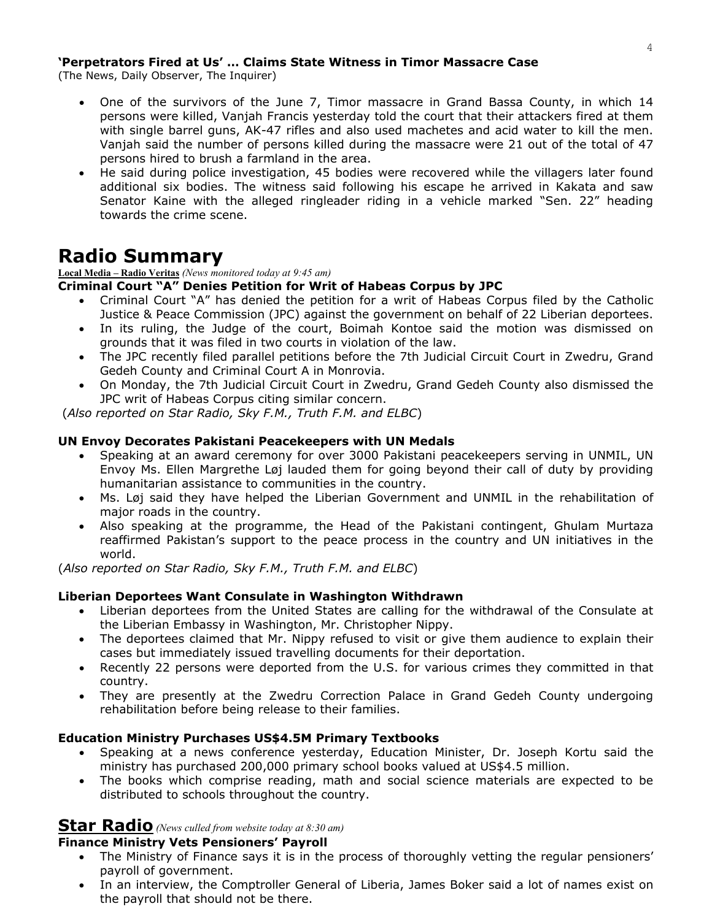### 'Perpetrators Fired at Us' … Claims State Witness in Timor Massacre Case

(The News, Daily Observer, The Inquirer)

- One of the survivors of the June 7, Timor massacre in Grand Bassa County, in which 14 persons were killed, Vanjah Francis yesterday told the court that their attackers fired at them with single barrel guns, AK-47 rifles and also used machetes and acid water to kill the men. Vanjah said the number of persons killed during the massacre were 21 out of the total of 47 persons hired to brush a farmland in the area.
- He said during police investigation, 45 bodies were recovered while the villagers later found additional six bodies. The witness said following his escape he arrived in Kakata and saw Senator Kaine with the alleged ringleader riding in a vehicle marked "Sen. 22" heading towards the crime scene.

# Radio Summary

**Local Media – Radio Veritas** *(News monitored today at 9:45 am)*

### Criminal Court "A" Denies Petition for Writ of Habeas Corpus by JPC

- Criminal Court "A" has denied the petition for a writ of Habeas Corpus filed by the Catholic Justice & Peace Commission (JPC) against the government on behalf of 22 Liberian deportees.
- In its ruling, the Judge of the court, Boimah Kontoe said the motion was dismissed on grounds that it was filed in two courts in violation of the law.
- The JPC recently filed parallel petitions before the 7th Judicial Circuit Court in Zwedru, Grand Gedeh County and Criminal Court A in Monrovia.
- On Monday, the 7th Judicial Circuit Court in Zwedru, Grand Gedeh County also dismissed the JPC writ of Habeas Corpus citing similar concern.

(*Also reported on Star Radio, Sky F.M., Truth F.M. and ELBC*)

### UN Envoy Decorates Pakistani Peacekeepers with UN Medals

- Speaking at an award ceremony for over 3000 Pakistani peacekeepers serving in UNMIL, UN Envoy Ms. Ellen Margrethe Løj lauded them for going beyond their call of duty by providing humanitarian assistance to communities in the country.
- Ms. Løj said they have helped the Liberian Government and UNMIL in the rehabilitation of major roads in the country.
- Also speaking at the programme, the Head of the Pakistani contingent, Ghulam Murtaza reaffirmed Pakistan's support to the peace process in the country and UN initiatives in the world.

(*Also reported on Star Radio, Sky F.M., Truth F.M. and ELBC*)

### Liberian Deportees Want Consulate in Washington Withdrawn

- Liberian deportees from the United States are calling for the withdrawal of the Consulate at the Liberian Embassy in Washington, Mr. Christopher Nippy.
- The deportees claimed that Mr. Nippy refused to visit or give them audience to explain their cases but immediately issued travelling documents for their deportation.
- Recently 22 persons were deported from the U.S. for various crimes they committed in that country.
- They are presently at the Zwedru Correction Palace in Grand Gedeh County undergoing rehabilitation before being release to their families.

### Education Ministry Purchases US$4.5M Primary Textbooks

- Speaking at a news conference yesterday, Education Minister, Dr. Joseph Kortu said the ministry has purchased 200,000 primary school books valued at US$4.5 million.
- The books which comprise reading, math and social science materials are expected to be distributed to schools throughout the country.

## Star Radio *(News culled from website today at 8:30 am)*

### Finance Ministry Vets Pensioners' Payroll

- The Ministry of Finance says it is in the process of thoroughly vetting the regular pensioners' payroll of government.
- In an interview, the Comptroller General of Liberia, James Boker said a lot of names exist on the payroll that should not be there.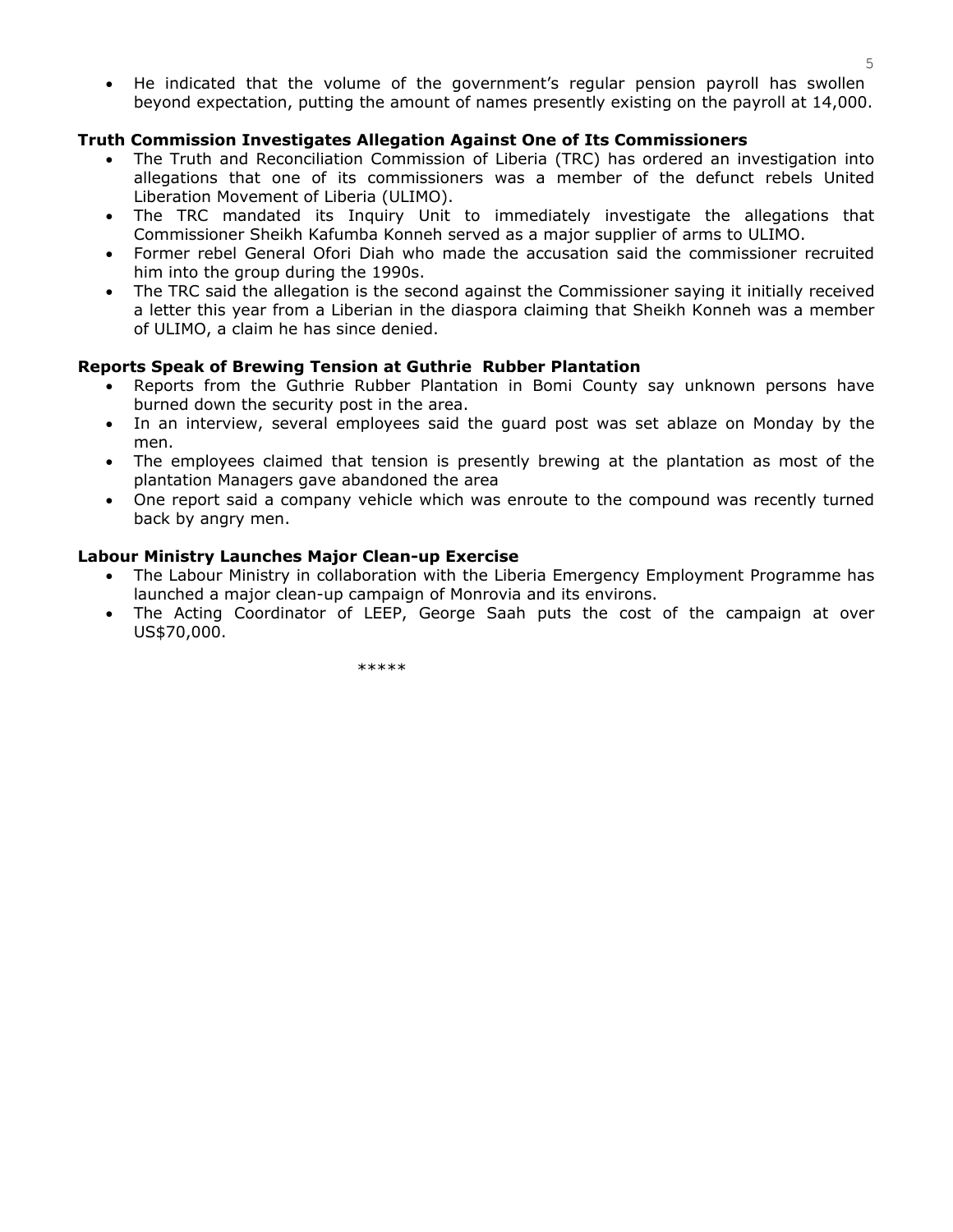- He indicated that the volume of the government's regular pension payroll has swollen beyond expectation, putting the amount of names presently existing on the payroll at 14,000.

**Truth Commission Investigates Allegation Against One of Its Commissioners**

- The Truth and Reconciliation Commission of Liberia (TRC) has ordered an investigation into allegations that one of its commissioners was a member of the defunct rebels United Liberation Movement of Liberia (ULIMO).
- The TRC mandated its Inquiry Unit to immediately investigate the allegations that Commissioner Sheikh Kafumba Konneh served as a major supplier of arms to ULIMO.
- Former rebel General Ofori Diah who made the accusation said the commissioner recruited him into the group during the 1990s.
- The TRC said the allegation is the second against the Commissioner saying it initially received a letter this year from a Liberian in the diaspora claiming that Sheikh Konneh was a member of ULIMO, a claim he has since denied.

**Reports Speak of Brewing Tension at Guthrie Rubber Plantation**

- Reports from the Guthrie Rubber Plantation in Bomi County say unknown persons have burned down the security post in the area.
- In an interview, several employees said the guard post was set ablaze on Monday by the men.
- The employees claimed that tension is presently brewing at the plantation as most of the plantation Managers gave abandoned the area
- One report said a company vehicle which was enroute to the compound was recently turned back by angry men.

**Labour Ministry Launches Major Clean-up Exercise**

- The Labour Ministry in collaboration with the Liberia Emergency Employment Programme has launched a major clean-up campaign of Monrovia and its environs.
- The Acting Coordinator of LEEP, George Saah puts the cost of the campaign at over US$70,000.

*****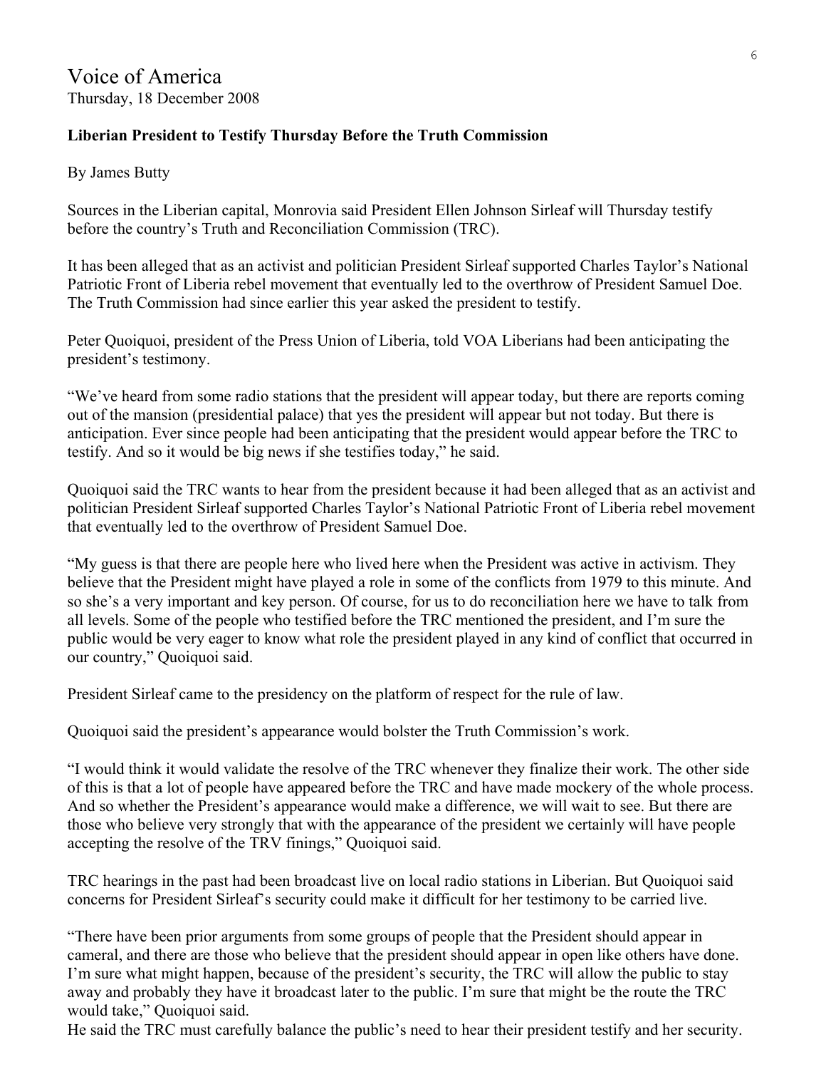# Voice of America

Thursday, 18 December 2008

**Liberian President to Testify Thursday Before the Truth Commission**

By James Butty

Sources in the Liberian capital, Monrovia said President Ellen Johnson Sirleaf will Thursday testify before the country's Truth and Reconciliation Commission (TRC).

It has been alleged that as an activist and politician President Sirleaf supported Charles Taylor's National Patriotic Front of Liberia rebel movement that eventually led to the overthrow of President Samuel Doe. The Truth Commission had since earlier this year asked the president to testify.

Peter Quoiquoi, president of the Press Union of Liberia, told VOA Liberians had been anticipating the president's testimony.

"We've heard from some radio stations that the president will appear today, but there are reports coming out of the mansion (presidential palace) that yes the president will appear but not today. But there is anticipation. Ever since people had been anticipating that the president would appear before the TRC to testify. And so it would be big news if she testifies today," he said.

Quoiquoi said the TRC wants to hear from the president because it had been alleged that as an activist and politician President Sirleaf supported Charles Taylor's National Patriotic Front of Liberia rebel movement that eventually led to the overthrow of President Samuel Doe.

"My guess is that there are people here who lived here when the President was active in activism. They believe that the President might have played a role in some of the conflicts from 1979 to this minute. And so she's a very important and key person. Of course, for us to do reconciliation here we have to talk from all levels. Some of the people who testified before the TRC mentioned the president, and I'm sure the public would be very eager to know what role the president played in any kind of conflict that occurred in our country," Quoiquoi said.

President Sirleaf came to the presidency on the platform of respect for the rule of law.

Quoiquoi said the president's appearance would bolster the Truth Commission's work.

"I would think it would validate the resolve of the TRC whenever they finalize their work. The other side of this is that a lot of people have appeared before the TRC and have made mockery of the whole process. And so whether the President's appearance would make a difference, we will wait to see. But there are those who believe very strongly that with the appearance of the president we certainly will have people accepting the resolve of the TRV finings," Quoiquoi said.

TRC hearings in the past had been broadcast live on local radio stations in Liberian. But Quoiquoi said concerns for President Sirleaf's security could make it difficult for her testimony to be carried live.

"There have been prior arguments from some groups of people that the President should appear in cameral, and there are those who believe that the president should appear in open like others have done. I'm sure what might happen, because of the president's security, the TRC will allow the public to stay away and probably they have it broadcast later to the public. I'm sure that might be the route the TRC would take," Quoiquoi said.

He said the TRC must carefully balance the public's need to hear their president testify and her security.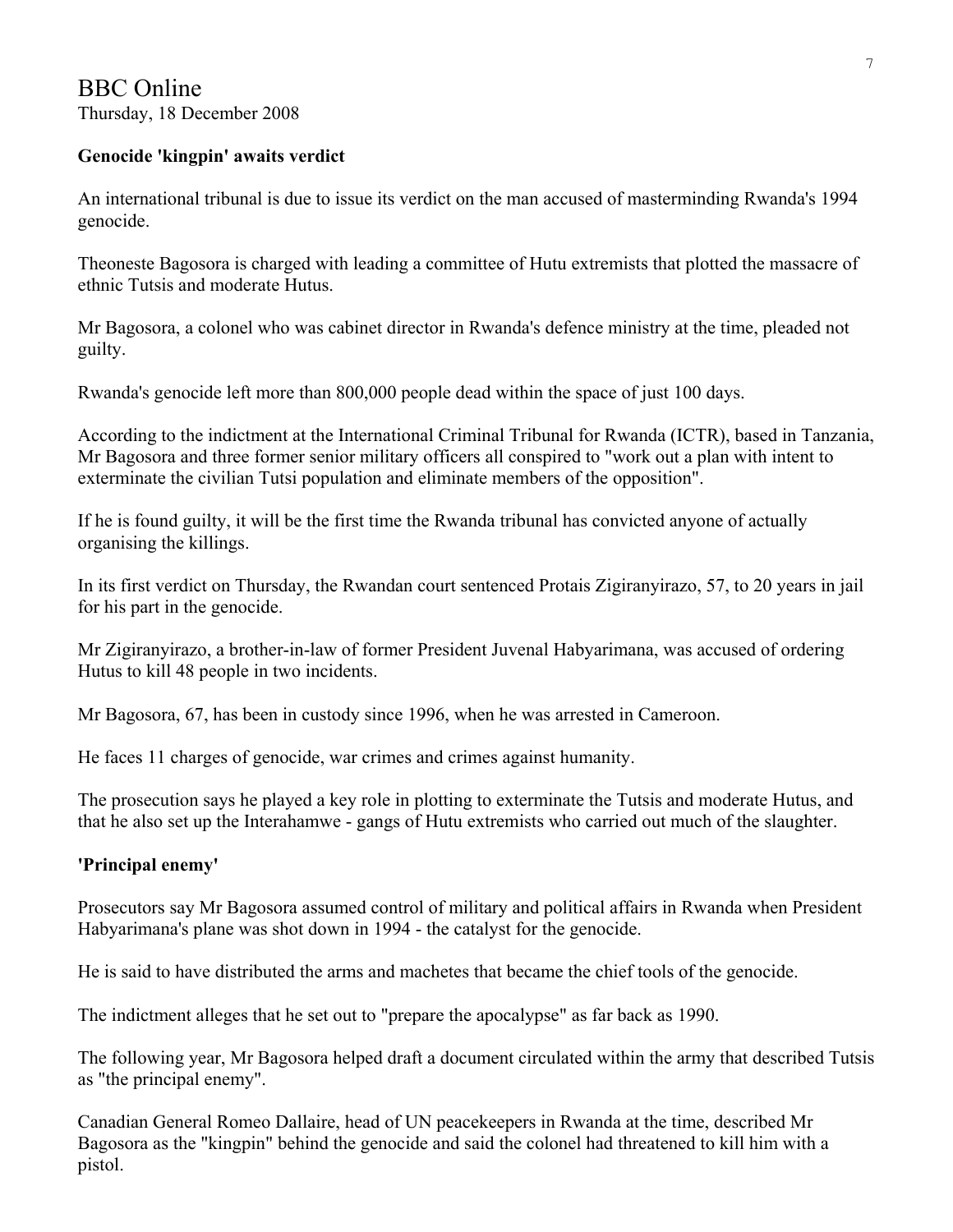# BBC Online

Thursday, 18 December 2008

**Genocide 'kingpin' awaits verdict**

An international tribunal is due to issue its verdict on the man accused of masterminding Rwanda's 1994 genocide.

Theoneste Bagosora is charged with leading a committee of Hutu extremists that plotted the massacre of ethnic Tutsis and moderate Hutus.

Mr Bagosora, a colonel who was cabinet director in Rwanda's defence ministry at the time, pleaded not guilty.

Rwanda's genocide left more than 800,000 people dead within the space of just 100 days.

According to the indictment at the International Criminal Tribunal for Rwanda (ICTR), based in Tanzania, Mr Bagosora and three former senior military officers all conspired to "work out a plan with intent to exterminate the civilian Tutsi population and eliminate members of the opposition".

If he is found guilty, it will be the first time the Rwanda tribunal has convicted anyone of actually organising the killings.

In its first verdict on Thursday, the Rwandan court sentenced Protais Zigiranyirazo, 57, to 20 years in jail for his part in the genocide.

Mr Zigiranyirazo, a brother-in-law of former President Juvenal Habyarimana, was accused of ordering Hutus to kill 48 people in two incidents.

Mr Bagosora, 67, has been in custody since 1996, when he was arrested in Cameroon.

He faces 11 charges of genocide, war crimes and crimes against humanity.

The prosecution says he played a key role in plotting to exterminate the Tutsis and moderate Hutus, and that he also set up the Interahamwe - gangs of Hutu extremists who carried out much of the slaughter.

**'Principal enemy'**

Prosecutors say Mr Bagosora assumed control of military and political affairs in Rwanda when President Habyarimana's plane was shot down in 1994 - the catalyst for the genocide.

He is said to have distributed the arms and machetes that became the chief tools of the genocide.

The indictment alleges that he set out to "prepare the apocalypse" as far back as 1990.

The following year, Mr Bagosora helped draft a document circulated within the army that described Tutsis as "the principal enemy".

Canadian General Romeo Dallaire, head of UN peacekeepers in Rwanda at the time, described Mr Bagosora as the "kingpin" behind the genocide and said the colonel had threatened to kill him with a pistol.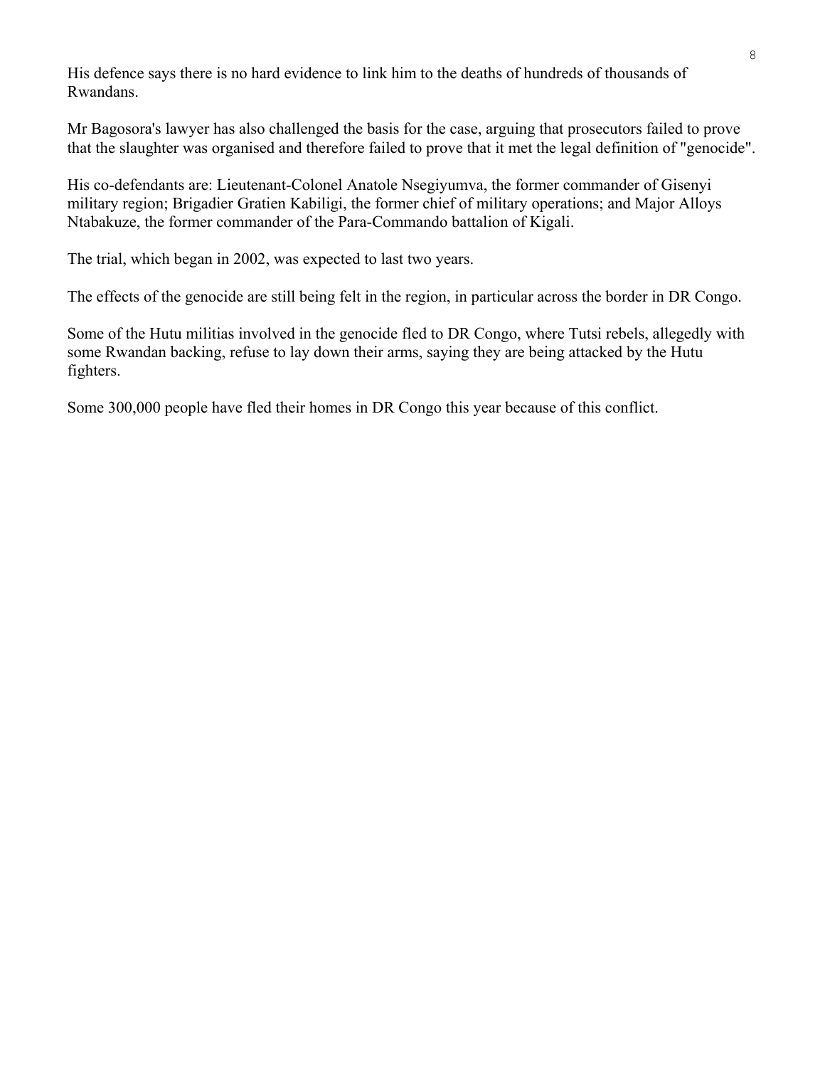His defence says there is no hard evidence to link him to the deaths of hundreds of thousands of Rwandans.

Mr Bagosora's lawyer has also challenged the basis for the case, arguing that prosecutors failed to prove that the slaughter was organised and therefore failed to prove that it met the legal definition of "genocide".

His co-defendants are: Lieutenant-Colonel Anatole Nsegiyumva, the former commander of Gisenyi military region; Brigadier Gratien Kabiligi, the former chief of military operations; and Major Alloys Ntabakuze, the former commander of the Para-Commando battalion of Kigali.

The trial, which began in 2002, was expected to last two years.

The effects of the genocide are still being felt in the region, in particular across the border in DR Congo.

Some of the Hutu militias involved in the genocide fled to DR Congo, where Tutsi rebels, allegedly with some Rwandan backing, refuse to lay down their arms, saying they are being attacked by the Hutu fighters.

Some 300,000 people have fled their homes in DR Congo this year because of this conflict.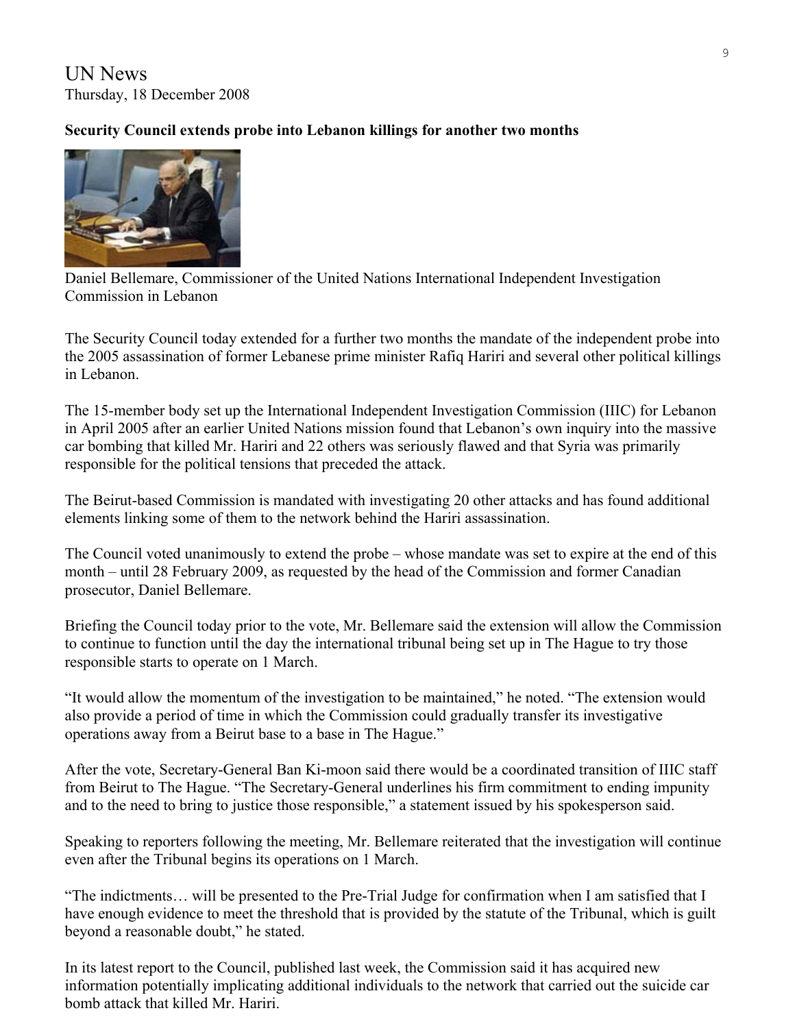UN News
Thursday, 18 December 2008

**Security Council extends probe into Lebanon killings for another two months**

Daniel Bellemare, Commissioner of the United Nations International Independent Investigation Commission in Lebanon

The Security Council today extended for a further two months the mandate of the independent probe into the 2005 assassination of former Lebanese prime minister Rafiq Hariri and several other political killings in Lebanon.

The 15-member body set up the International Independent Investigation Commission (IIIC) for Lebanon in April 2005 after an earlier United Nations mission found that Lebanon's own inquiry into the massive car bombing that killed Mr. Hariri and 22 others was seriously flawed and that Syria was primarily responsible for the political tensions that preceded the attack.

The Beirut-based Commission is mandated with investigating 20 other attacks and has found additional elements linking some of them to the network behind the Hariri assassination.

The Council voted unanimously to extend the probe – whose mandate was set to expire at the end of this month – until 28 February 2009, as requested by the head of the Commission and former Canadian prosecutor, Daniel Bellemare.

Briefing the Council today prior to the vote, Mr. Bellemare said the extension will allow the Commission to continue to function until the day the international tribunal being set up in The Hague to try those responsible starts to operate on 1 March.

"It would allow the momentum of the investigation to be maintained," he noted. "The extension would also provide a period of time in which the Commission could gradually transfer its investigative operations away from a Beirut base to a base in The Hague."

After the vote, Secretary-General Ban Ki-moon said there would be a coordinated transition of IIIC staff from Beirut to The Hague. "The Secretary-General underlines his firm commitment to ending impunity and to the need to bring to justice those responsible," a statement issued by his spokesperson said.

Speaking to reporters following the meeting, Mr. Bellemare reiterated that the investigation will continue even after the Tribunal begins its operations on 1 March.

"The indictments… will be presented to the Pre-Trial Judge for confirmation when I am satisfied that I have enough evidence to meet the threshold that is provided by the statute of the Tribunal, which is guilt beyond a reasonable doubt," he stated.

In its latest report to the Council, published last week, the Commission said it has acquired new information potentially implicating additional individuals to the network that carried out the suicide car bomb attack that killed Mr. Hariri.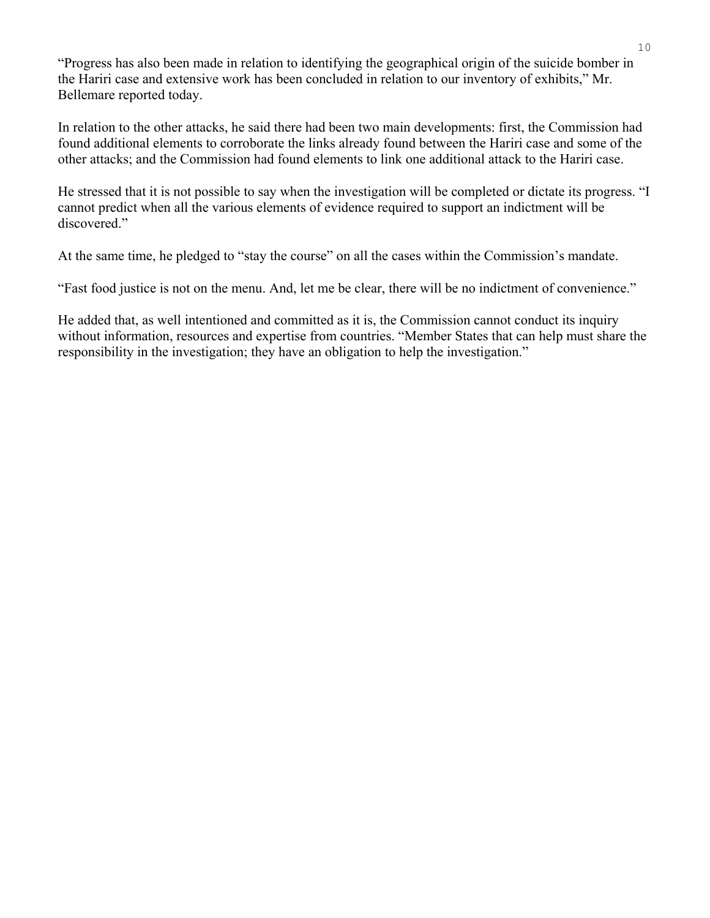"Progress has also been made in relation to identifying the geographical origin of the suicide bomber in the Hariri case and extensive work has been concluded in relation to our inventory of exhibits," Mr. Bellemare reported today.

In relation to the other attacks, he said there had been two main developments: first, the Commission had found additional elements to corroborate the links already found between the Hariri case and some of the other attacks; and the Commission had found elements to link one additional attack to the Hariri case.

He stressed that it is not possible to say when the investigation will be completed or dictate its progress. "I cannot predict when all the various elements of evidence required to support an indictment will be discovered."

At the same time, he pledged to "stay the course" on all the cases within the Commission's mandate.

"Fast food justice is not on the menu. And, let me be clear, there will be no indictment of convenience."

He added that, as well intentioned and committed as it is, the Commission cannot conduct its inquiry without information, resources and expertise from countries. "Member States that can help must share the responsibility in the investigation; they have an obligation to help the investigation."